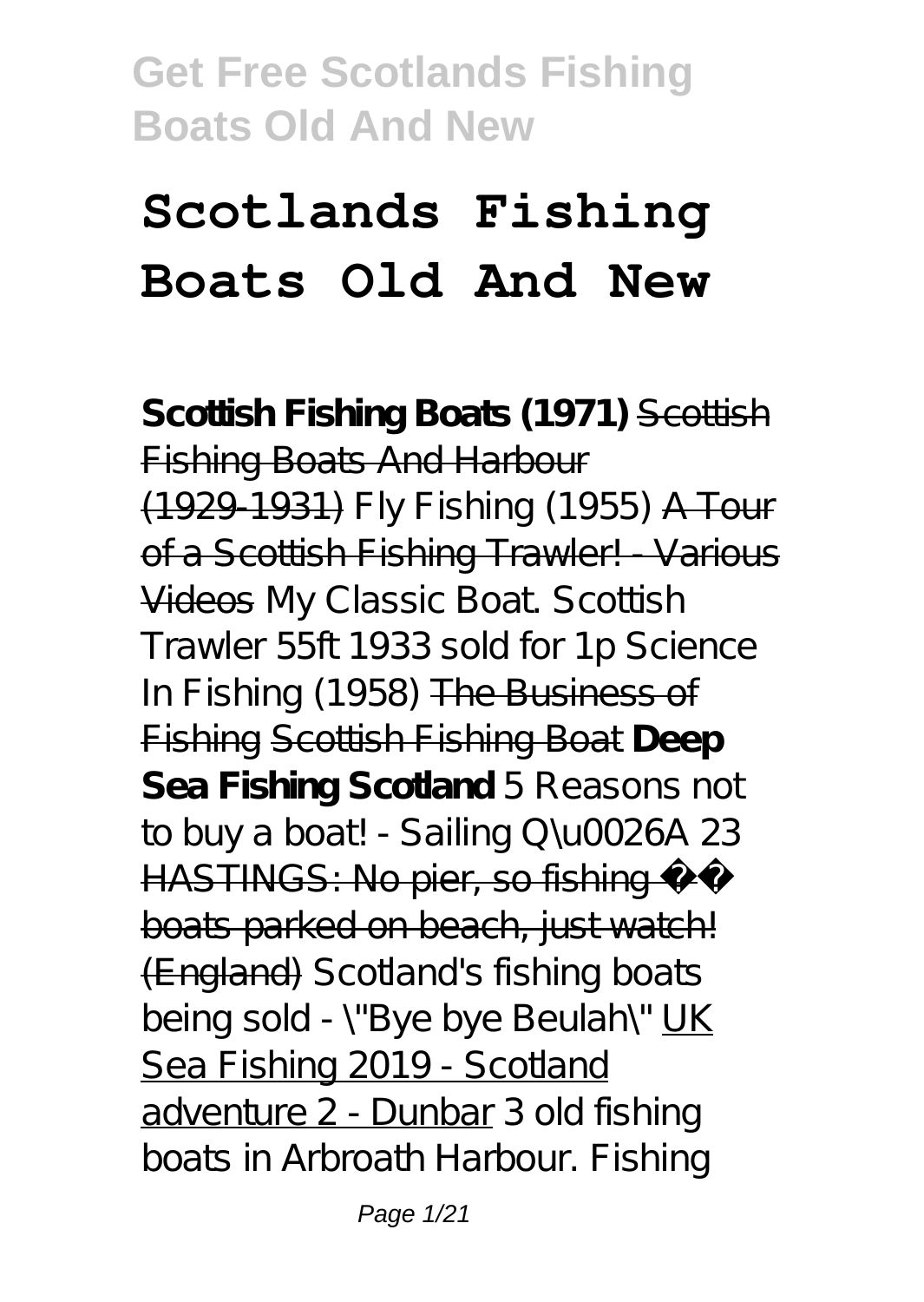# Scotlands Fishing Boats Old And New

**Scottish Fishing Boats (1971)** ~~Scottish Fishing Boats And Harbour (1929-1931)~~ *Fly Fishing (1955)* ~~A Tour of a Scottish Fishing Trawler! - Various Videos~~ *My Classic Boat. Scottish Trawler 55ft 1933 sold for 1p Science In Fishing (1958)* ~~The Business of Fishing~~ ~~Scottish Fishing Boat~~ **Deep Sea Fishing Scotland** *5 Reasons not to buy a boat! - Sailing Q\u0026A 23* ~~HASTINGS: No pier, so fishing boats parked on beach, just watch! (England)~~ *Scotland's fishing boats being sold - \"Bye bye Beulah\"* UK Sea Fishing 2019 - Scotland adventure 2 - Dunbar *3 old fishing boats in Arbroath Harbour. Fishing*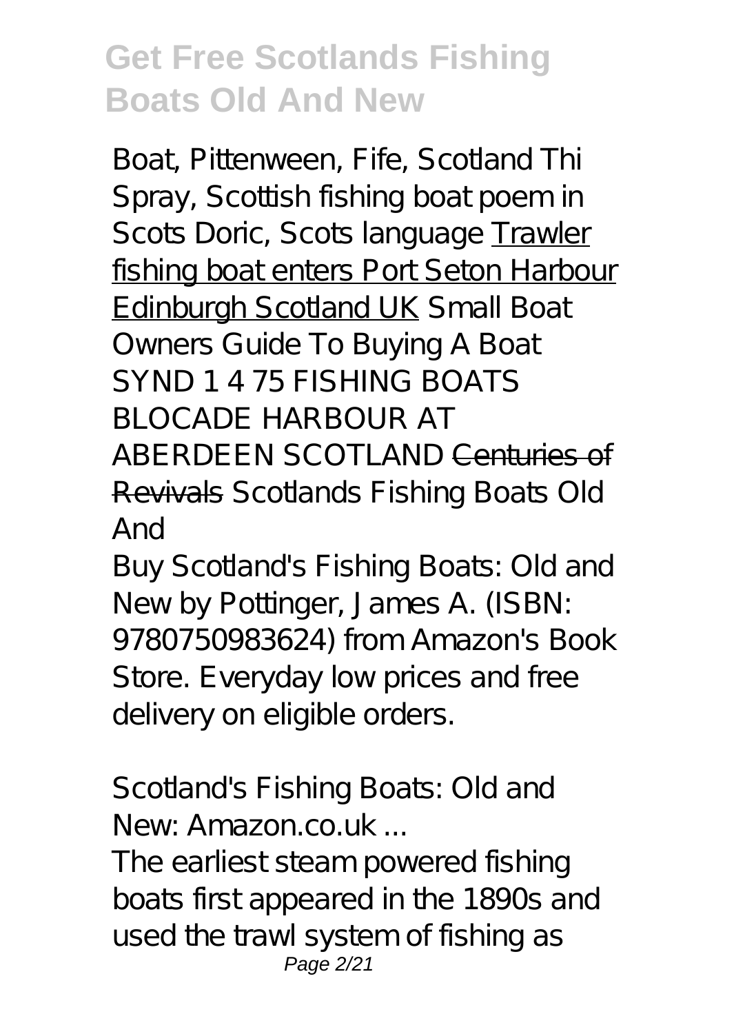*Boat, Pittenween, Fife, Scotland* *Thi Spray, Scottish fishing boat poem in Scots Doric, Scots language* Trawler fishing boat enters Port Seton Harbour Edinburgh Scotland UK *Small Boat Owners Guide To Buying A Boat* *SYND 1 4 75 FISHING BOATS BLOCADE HARBOUR AT ABERDEEN SCOTLAND* ~~Centuries of Revivals~~ *Scotlands Fishing Boats Old And*

Buy Scotland's Fishing Boats: Old and New by Pottinger, James A. (ISBN: 9780750983624) from Amazon's Book Store. Everyday low prices and free delivery on eligible orders.

*Scotland's Fishing Boats: Old and New: Amazon.co.uk ...*

The earliest steam powered fishing boats first appeared in the 1890s and used the trawl system of fishing as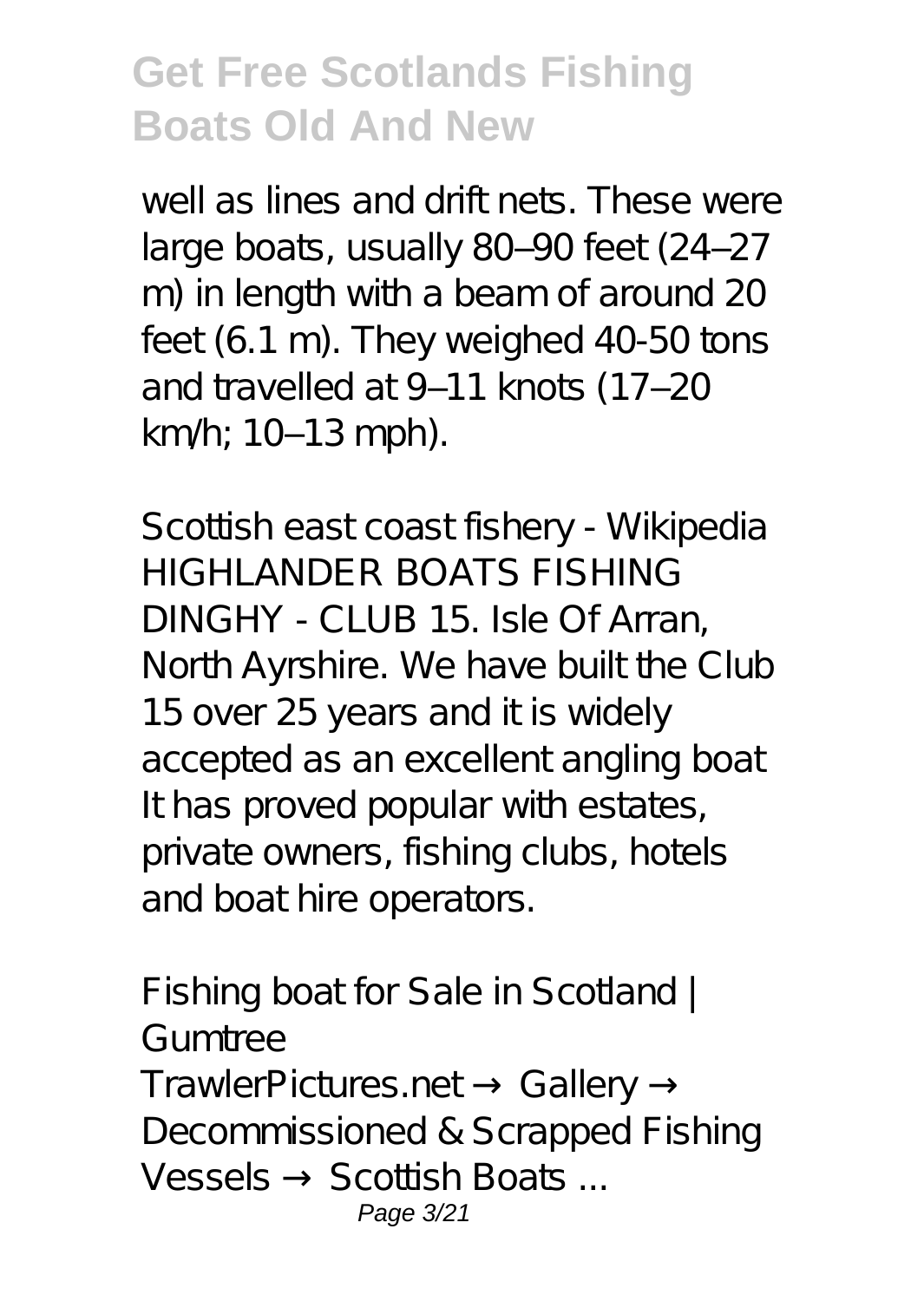well as lines and drift nets. These were large boats, usually 80–90 feet (24–27 m) in length with a beam of around 20 feet (6.1 m). They weighed 40-50 tons and travelled at 9–11 knots (17–20 km/h; 10–13 mph).

Scottish east coast fishery - Wikipedia
HIGHLANDER BOATS FISHING DINGHY - CLUB 15. Isle Of Arran, North Ayrshire. We have built the Club 15 over 25 years and it is widely accepted as an excellent angling boat It has proved popular with estates, private owners, fishing clubs, hotels and boat hire operators.

Fishing boat for Sale in Scotland | Gumtree
TrawlerPictures.net → Gallery → Decommissioned & Scrapped Fishing Vessels → Scottish Boats ...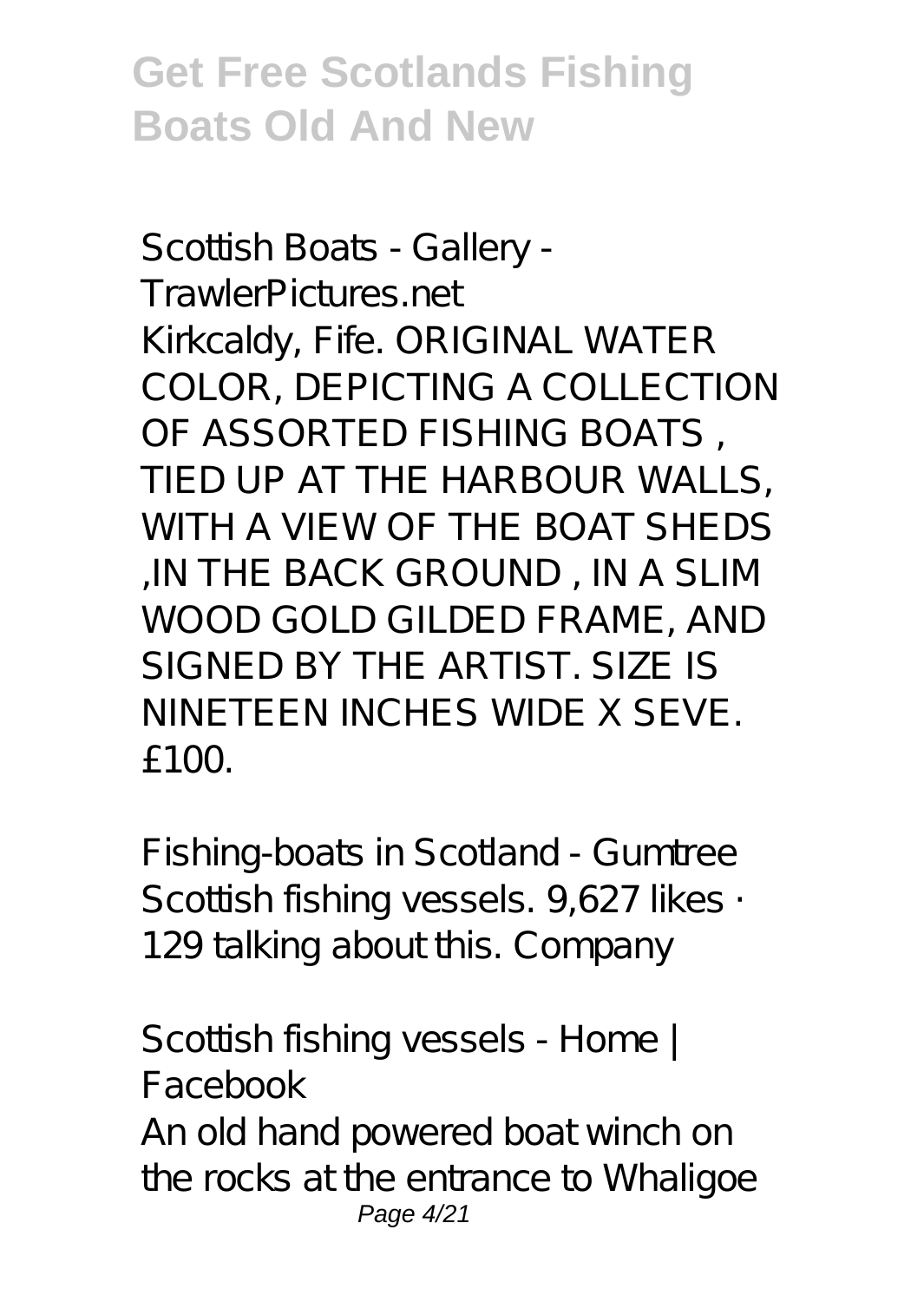Scottish Boats - Gallery - TrawlerPictures.net

Kirkcaldy, Fife. ORIGINAL WATER COLOR, DEPICTING A COLLECTION OF ASSORTED FISHING BOATS , TIED UP AT THE HARBOUR WALLS, WITH A VIEW OF THE BOAT SHEDS ,IN THE BACK GROUND , IN A SLIM WOOD GOLD GILDED FRAME, AND SIGNED BY THE ARTIST. SIZE IS NINETEEN INCHES WIDE X SEVE. £100.

Fishing-boats in Scotland - Gumtree

Scottish fishing vessels. 9,627 likes · 129 talking about this. Company

Scottish fishing vessels - Home | Facebook

An old hand powered boat winch on the rocks at the entrance to Whaligoe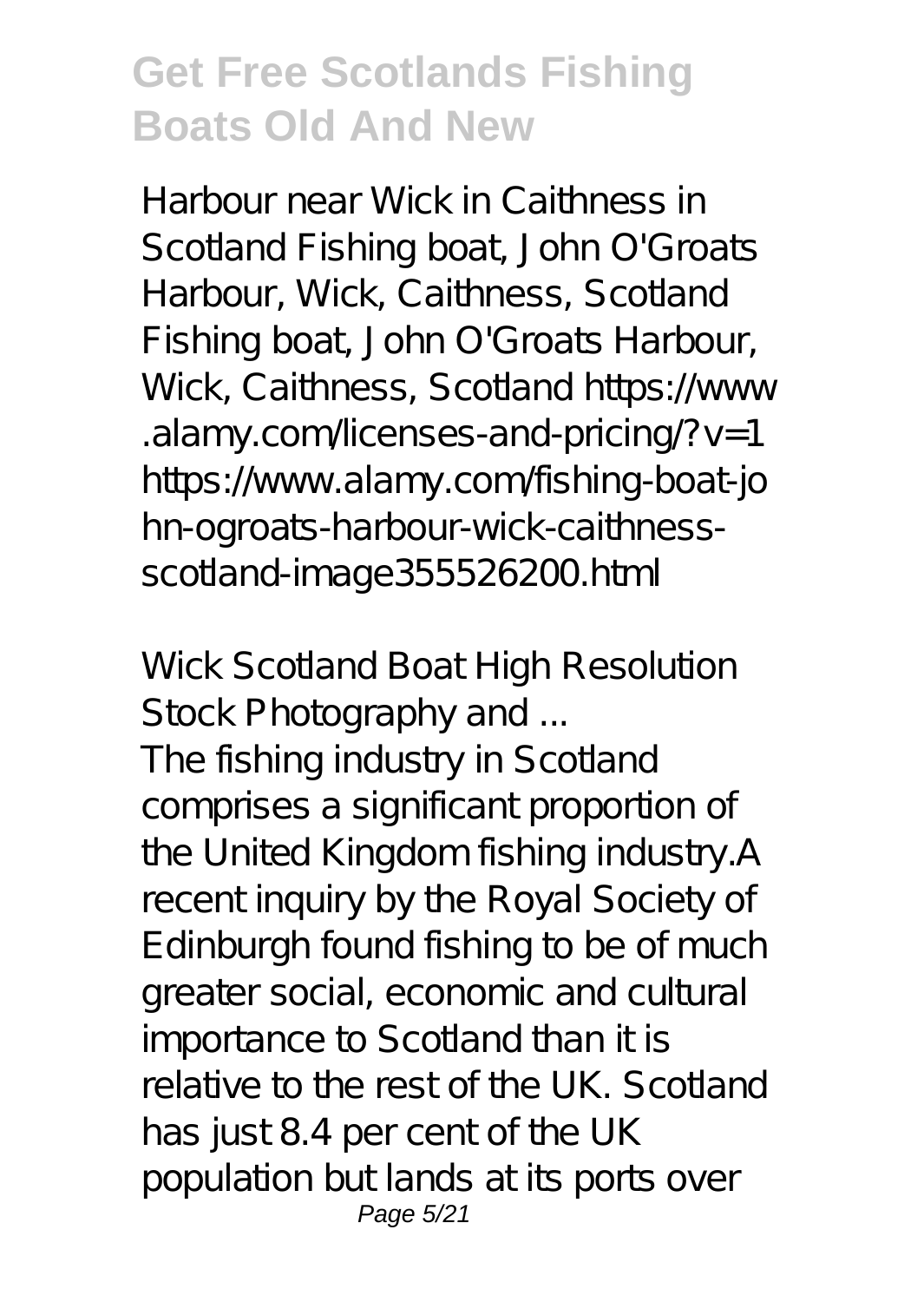Harbour near Wick in Caithness in Scotland Fishing boat, John O'Groats Harbour, Wick, Caithness, Scotland Fishing boat, John O'Groats Harbour, Wick, Caithness, Scotland https://www.alamy.com/licenses-and-pricing/?v=1 https://www.alamy.com/fishing-boat-john-ogroats-harbour-wick-caithness-scotland-image355526200.html

## Wick Scotland Boat High Resolution Stock Photography and ...

The fishing industry in Scotland comprises a significant proportion of the United Kingdom fishing industry.A recent inquiry by the Royal Society of Edinburgh found fishing to be of much greater social, economic and cultural importance to Scotland than it is relative to the rest of the UK. Scotland has just 8.4 per cent of the UK population but lands at its ports over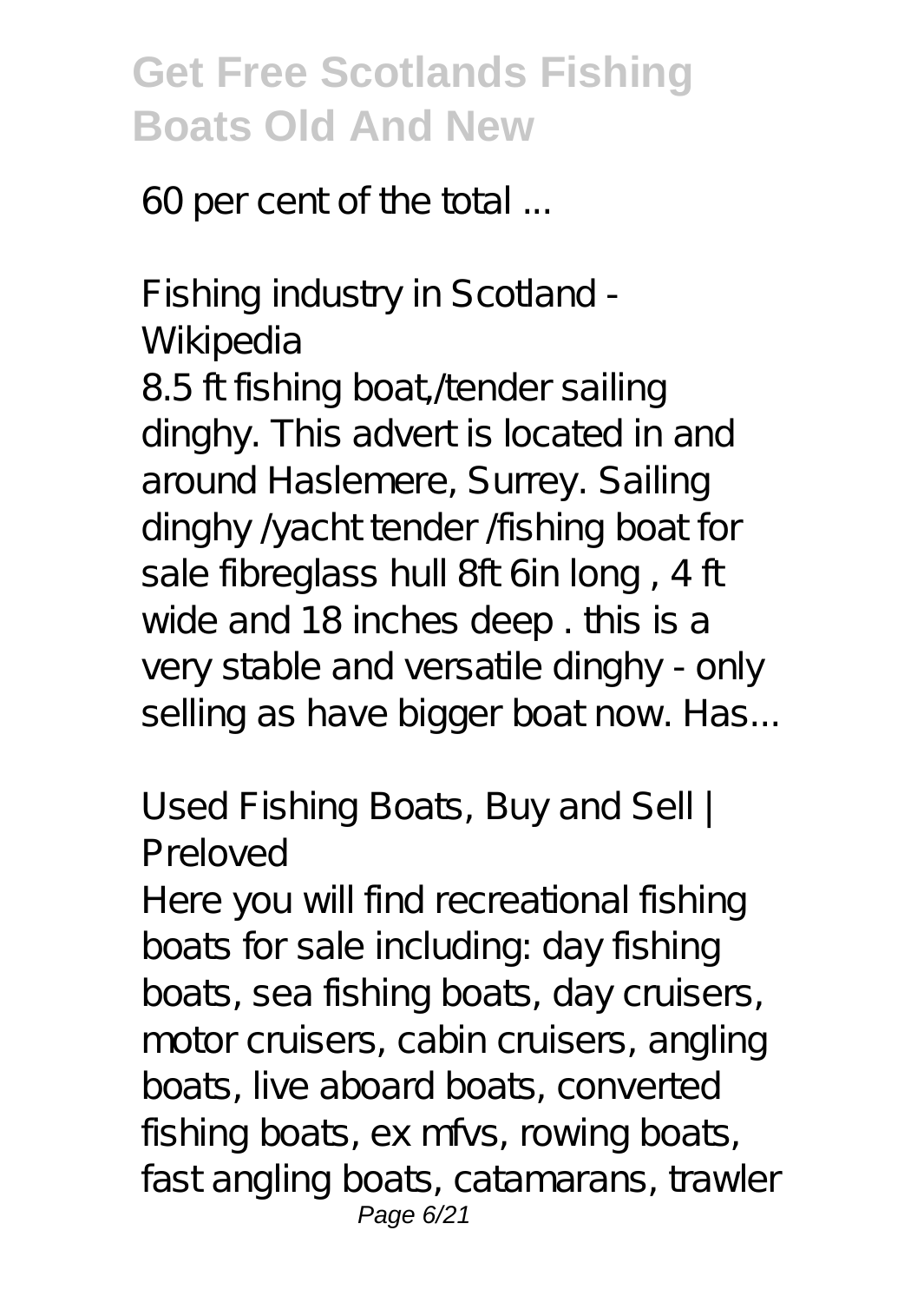60 per cent of the total ...

### Fishing industry in Scotland - Wikipedia

8.5 ft fishing boat,/tender sailing dinghy. This advert is located in and around Haslemere, Surrey. Sailing dinghy /yacht tender /fishing boat for sale fibreglass hull 8ft 6in long , 4 ft wide and 18 inches deep . this is a very stable and versatile dinghy - only selling as have bigger boat now. Has...

### Used Fishing Boats, Buy and Sell | Preloved

Here you will find recreational fishing boats for sale including: day fishing boats, sea fishing boats, day cruisers, motor cruisers, cabin cruisers, angling boats, live aboard boats, converted fishing boats, ex mfvs, rowing boats, fast angling boats, catamarans, trawler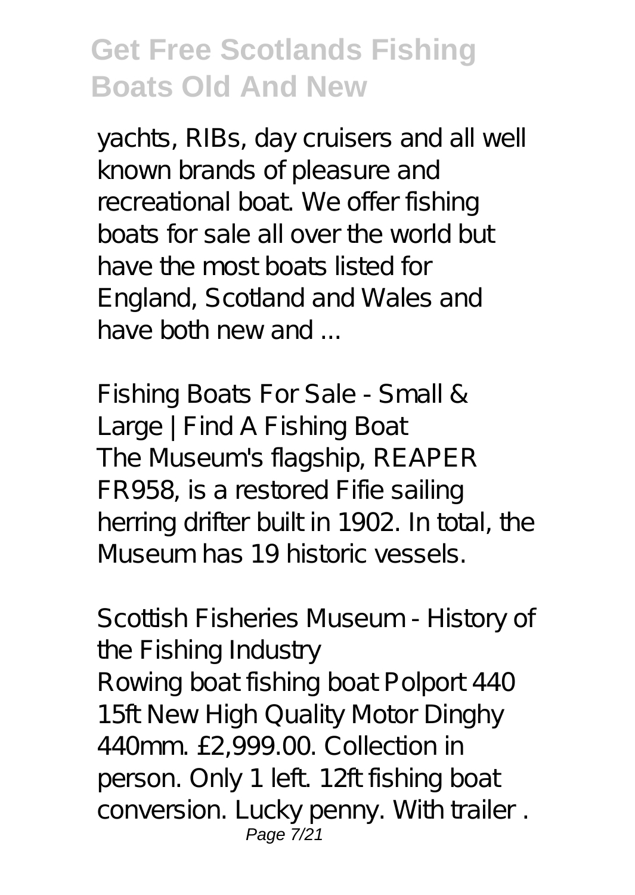yachts, RIBs, day cruisers and all well known brands of pleasure and recreational boat. We offer fishing boats for sale all over the world but have the most boats listed for England, Scotland and Wales and have both new and ...

*Fishing Boats For Sale - Small & Large | Find A Fishing Boat*

The Museum's flagship, REAPER FR958, is a restored Fifie sailing herring drifter built in 1902. In total, the Museum has 19 historic vessels.

*Scottish Fisheries Museum - History of the Fishing Industry*

Rowing boat fishing boat Polport 440 15ft New High Quality Motor Dinghy 440mm. £2,999.00. Collection in person. Only 1 left. 12ft fishing boat conversion. Lucky penny. With trailer .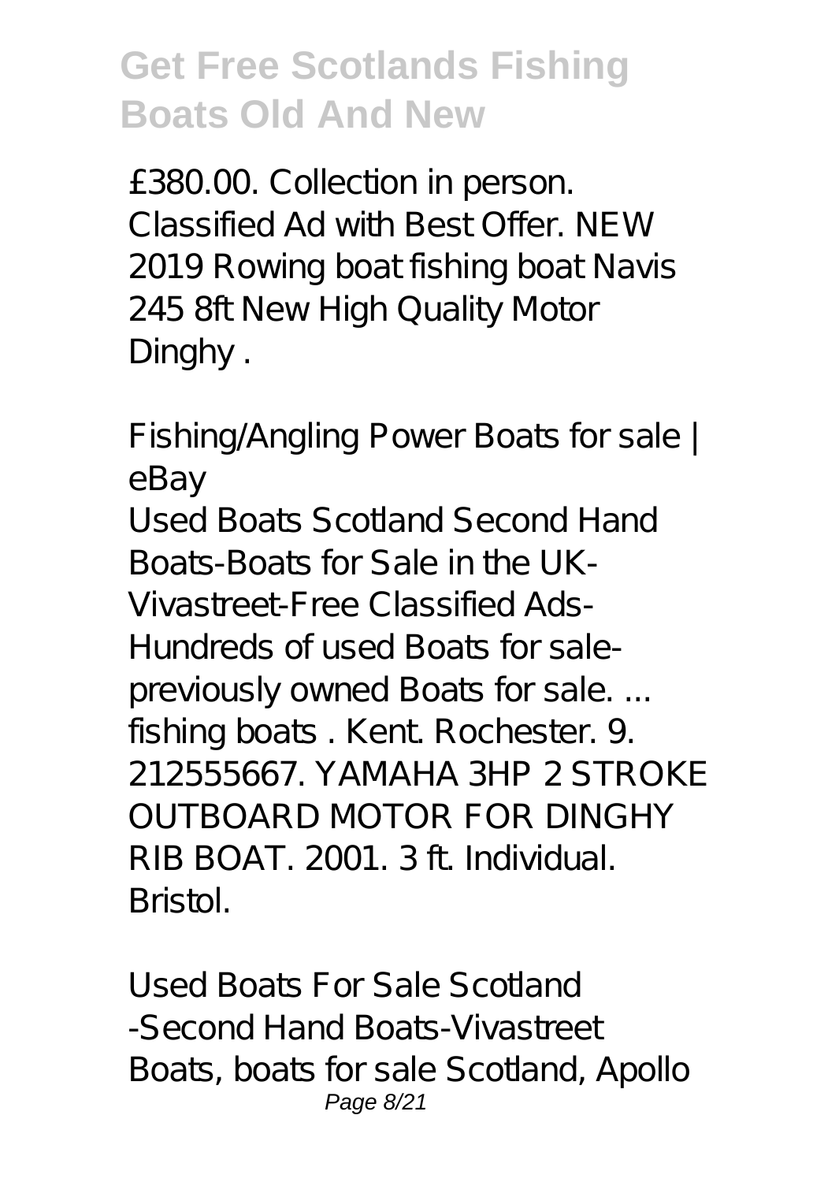£380.00. Collection in person. Classified Ad with Best Offer. NEW 2019 Rowing boat fishing boat Navis 245 8ft New High Quality Motor Dinghy .

*Fishing/Angling Power Boats for sale | eBay*

Used Boats Scotland Second Hand Boats-Boats for Sale in the UK-Vivastreet-Free Classified Ads-Hundreds of used Boats for sale-previously owned Boats for sale. ... fishing boats . Kent. Rochester. 9. 212555667. YAMAHA 3HP 2 STROKE OUTBOARD MOTOR FOR DINGHY RIB BOAT. 2001. 3 ft. Individual. Bristol.

*Used Boats For Sale Scotland -Second Hand Boats-Vivastreet*

Boats, boats for sale Scotland, Apollo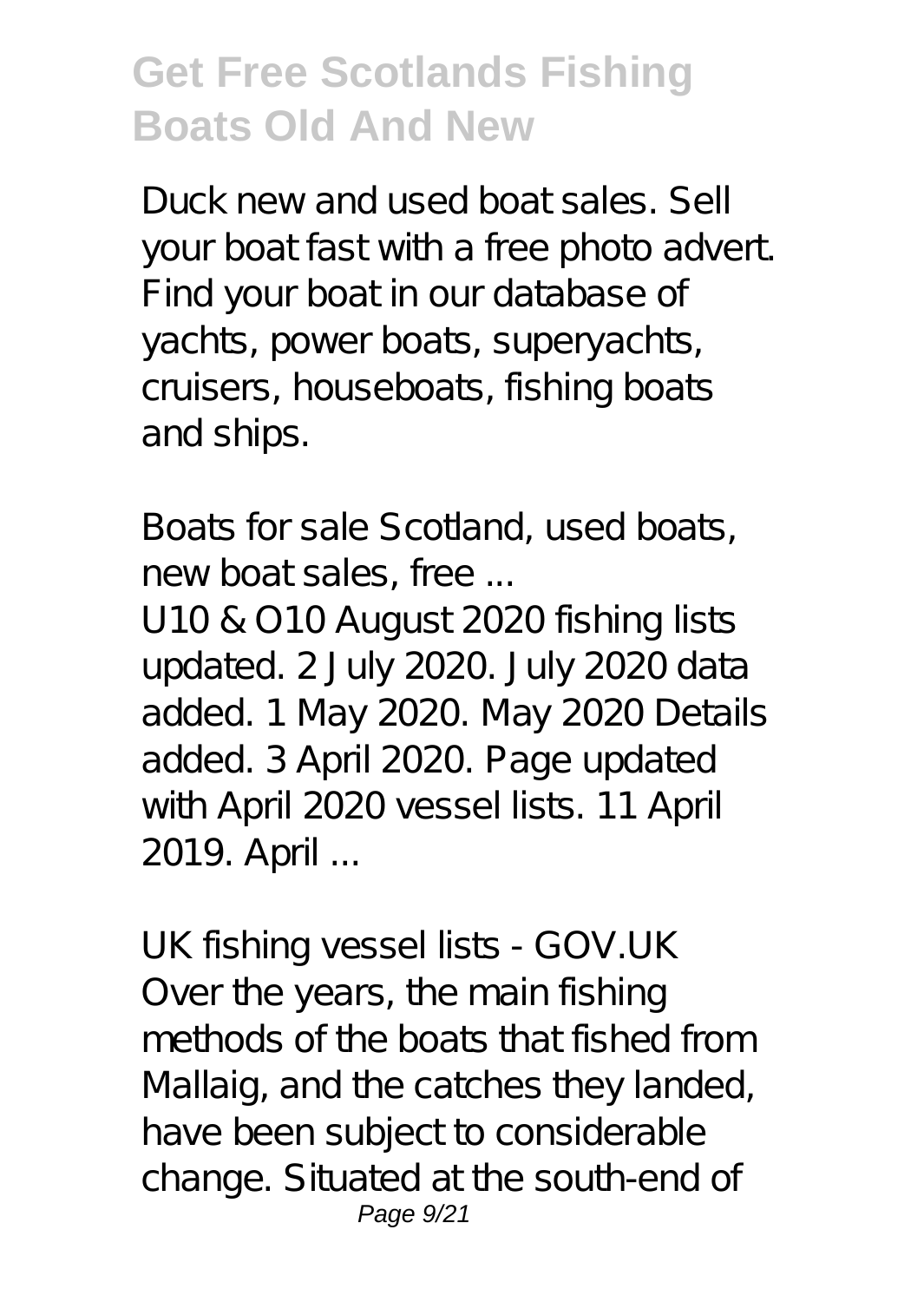Duck new and used boat sales. Sell your boat fast with a free photo advert. Find your boat in our database of yachts, power boats, superyachts, cruisers, houseboats, fishing boats and ships.

*Boats for sale Scotland, used boats, new boat sales, free ...*

U10 & O10 August 2020 fishing lists updated. 2 July 2020. July 2020 data added. 1 May 2020. May 2020 Details added. 3 April 2020. Page updated with April 2020 vessel lists. 11 April 2019. April ...

*UK fishing vessel lists - GOV.UK*

Over the years, the main fishing methods of the boats that fished from Mallaig, and the catches they landed, have been subject to considerable change. Situated at the south-end of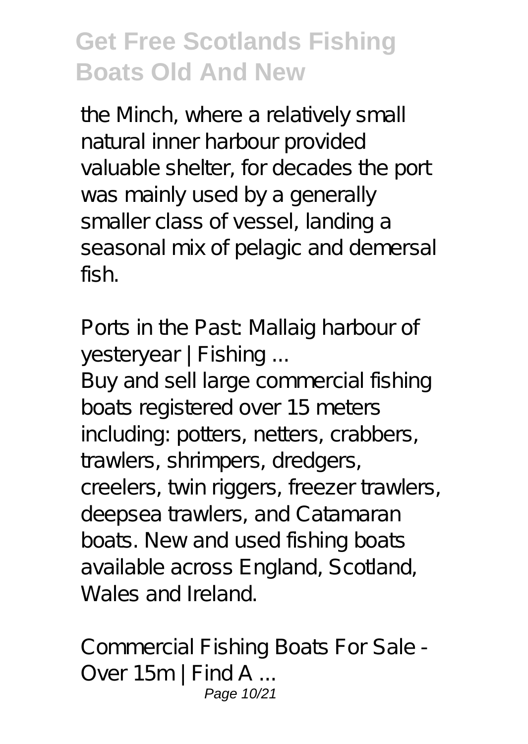the Minch, where a relatively small natural inner harbour provided valuable shelter, for decades the port was mainly used by a generally smaller class of vessel, landing a seasonal mix of pelagic and demersal fish.

*Ports in the Past: Mallaig harbour of yesteryear | Fishing ...*

Buy and sell large commercial fishing boats registered over 15 meters including: potters, netters, crabbers, trawlers, shrimpers, dredgers, creelers, twin riggers, freezer trawlers, deepsea trawlers, and Catamaran boats. New and used fishing boats available across England, Scotland, Wales and Ireland.

*Commercial Fishing Boats For Sale - Over 15m | Find A ...*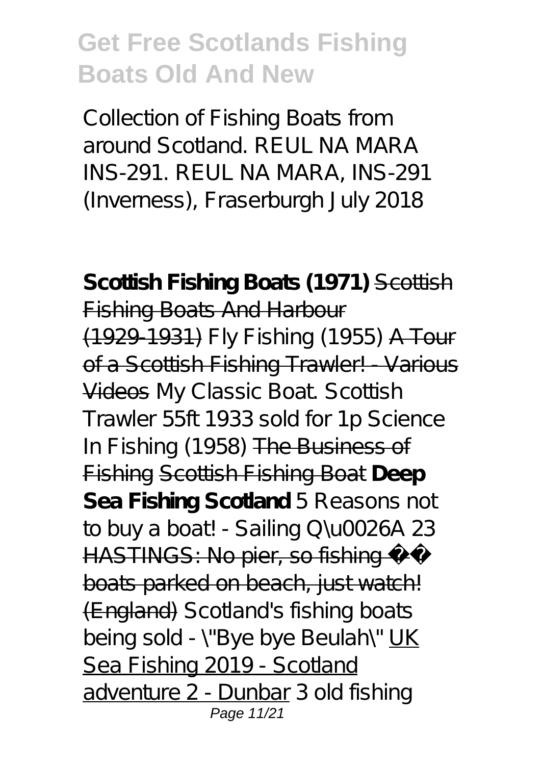Collection of Fishing Boats from around Scotland. REUL NA MARA INS-291. REUL NA MARA, INS-291 (Inverness), Fraserburgh July 2018

**Scottish Fishing Boats (1971)** ~~Scottish Fishing Boats And Harbour (1929-1931)~~ *Fly Fishing (1955)* ~~A Tour of a Scottish Fishing Trawler! - Various Videos~~ *My Classic Boat. Scottish Trawler 55ft 1933 sold for 1p* *Science In Fishing (1958)* ~~The Business of Fishing~~ ~~Scottish Fishing Boat~~ **Deep Sea Fishing Scotland** *5 Reasons not to buy a boat! - Sailing Q\u0026A 23* ~~HASTINGS: No pier, so fishing ⛵ boats parked on beach, just watch! (England)~~ *Scotland's fishing boats being sold - \"Bye bye Beulah\"* UK Sea Fishing 2019 - Scotland adventure 2 - Dunbar *3 old fishing*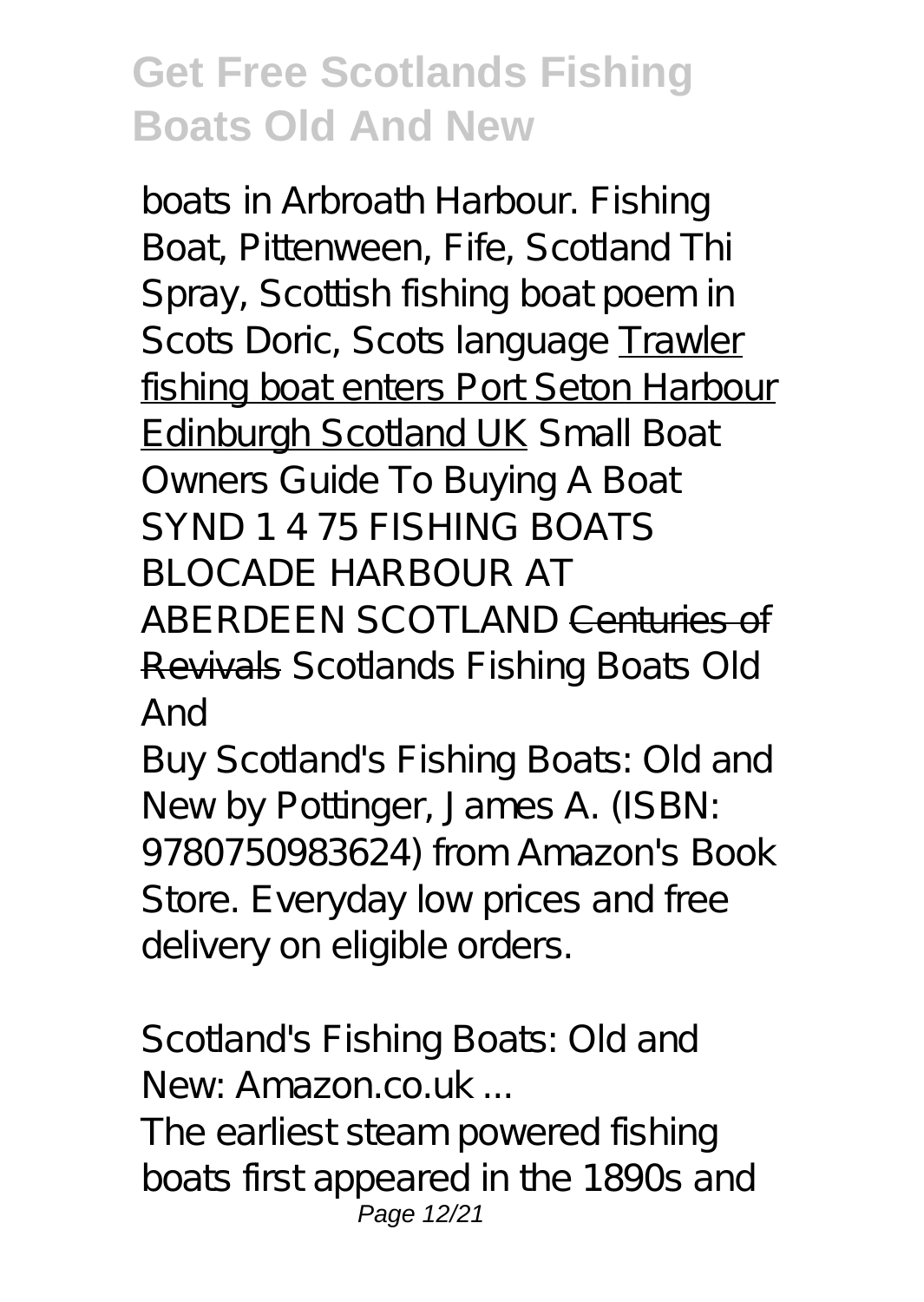*boats in Arbroath Harbour. Fishing Boat, Pittenween, Fife, Scotland Thi Spray, Scottish fishing boat poem in Scots Doric, Scots language* Trawler fishing boat enters Port Seton Harbour Edinburgh Scotland UK *Small Boat Owners Guide To Buying A Boat SYND 1 4 75 FISHING BOATS BLOCADE HARBOUR AT ABERDEEN SCOTLAND* ~~Centuries of Revivals~~ *Scotlands Fishing Boats Old And*

Buy Scotland's Fishing Boats: Old and New by Pottinger, James A. (ISBN: 9780750983624) from Amazon's Book Store. Everyday low prices and free delivery on eligible orders.

*Scotland's Fishing Boats: Old and New: Amazon.co.uk ...*

The earliest steam powered fishing boats first appeared in the 1890s and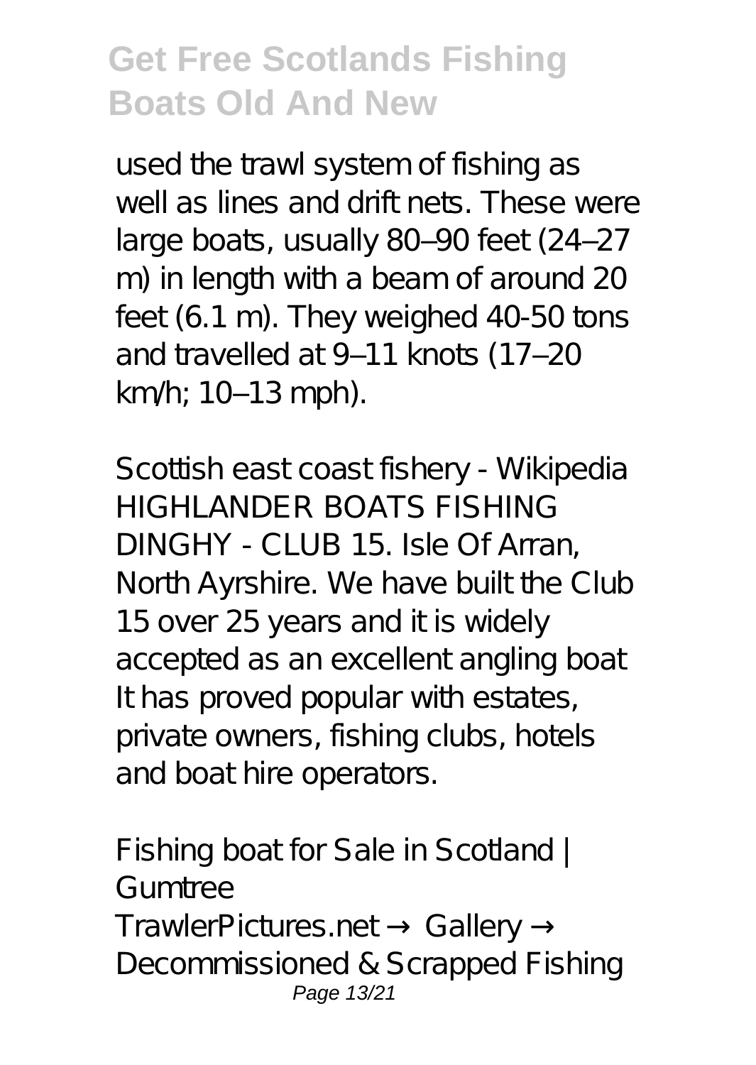used the trawl system of fishing as well as lines and drift nets. These were large boats, usually 80–90 feet (24–27 m) in length with a beam of around 20 feet (6.1 m). They weighed 40-50 tons and travelled at 9–11 knots (17–20 km/h; 10–13 mph).

*Scottish east coast fishery - Wikipedia*

HIGHLANDER BOATS FISHING DINGHY - CLUB 15. Isle Of Arran, North Ayrshire. We have built the Club 15 over 25 years and it is widely accepted as an excellent angling boat It has proved popular with estates, private owners, fishing clubs, hotels and boat hire operators.

*Fishing boat for Sale in Scotland | Gumtree*

TrawlerPictures.net → Gallery → Decommissioned & Scrapped Fishing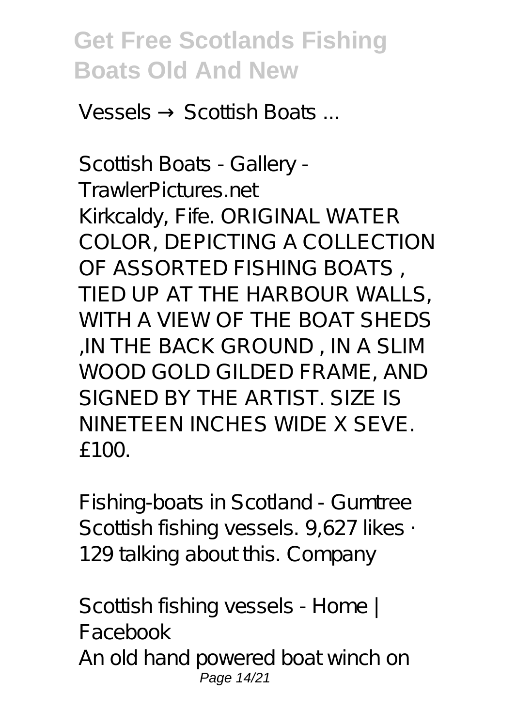Vessels → Scottish Boats ...

*Scottish Boats - Gallery - TrawlerPictures.net*

Kirkcaldy, Fife. ORIGINAL WATER COLOR, DEPICTING A COLLECTION OF ASSORTED FISHING BOATS , TIED UP AT THE HARBOUR WALLS, WITH A VIEW OF THE BOAT SHEDS ,IN THE BACK GROUND , IN A SLIM WOOD GOLD GILDED FRAME, AND SIGNED BY THE ARTIST. SIZE IS NINETEEN INCHES WIDE X SEVE. £100.

*Fishing-boats in Scotland - Gumtree*

Scottish fishing vessels. 9,627 likes · 129 talking about this. Company

*Scottish fishing vessels - Home | Facebook*

An old hand powered boat winch on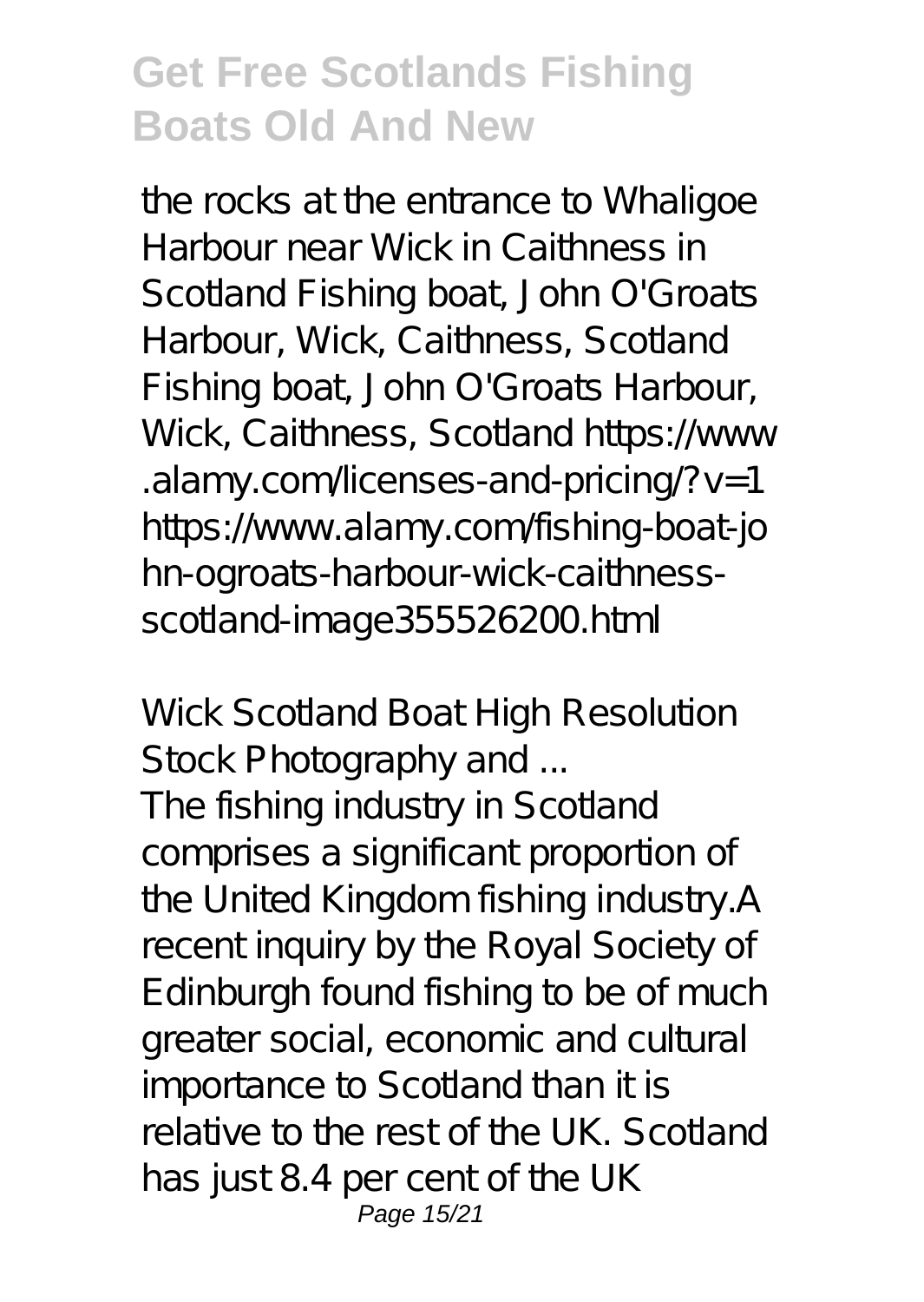the rocks at the entrance to Whaligoe Harbour near Wick in Caithness in Scotland Fishing boat, John O'Groats Harbour, Wick, Caithness, Scotland Fishing boat, John O'Groats Harbour, Wick, Caithness, Scotland https://www.alamy.com/licenses-and-pricing/?v=1 https://www.alamy.com/fishing-boat-john-ogroats-harbour-wick-caithness-scotland-image355526200.html

*Wick Scotland Boat High Resolution Stock Photography and ...*

The fishing industry in Scotland comprises a significant proportion of the United Kingdom fishing industry.A recent inquiry by the Royal Society of Edinburgh found fishing to be of much greater social, economic and cultural importance to Scotland than it is relative to the rest of the UK. Scotland has just 8.4 per cent of the UK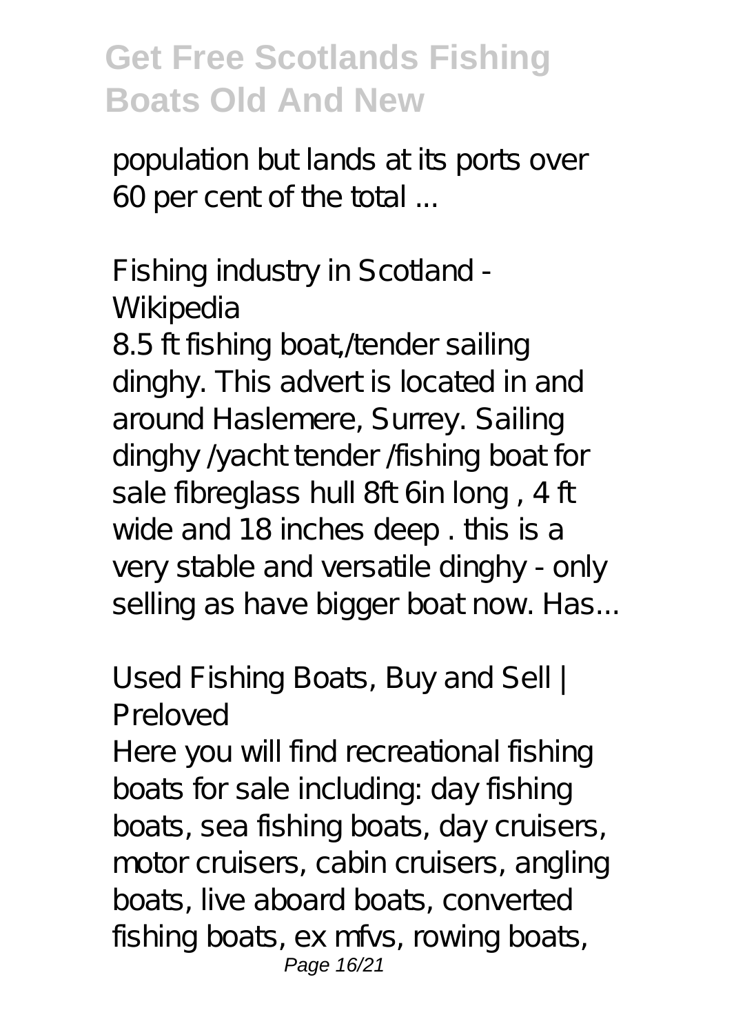population but lands at its ports over 60 per cent of the total ...

*Fishing industry in Scotland - Wikipedia*

8.5 ft fishing boat,/tender sailing dinghy. This advert is located in and around Haslemere, Surrey. Sailing dinghy /yacht tender /fishing boat for sale fibreglass hull 8ft 6in long , 4 ft wide and 18 inches deep . this is a very stable and versatile dinghy - only selling as have bigger boat now. Has...

*Used Fishing Boats, Buy and Sell | Preloved*

Here you will find recreational fishing boats for sale including: day fishing boats, sea fishing boats, day cruisers, motor cruisers, cabin cruisers, angling boats, live aboard boats, converted fishing boats, ex mfvs, rowing boats,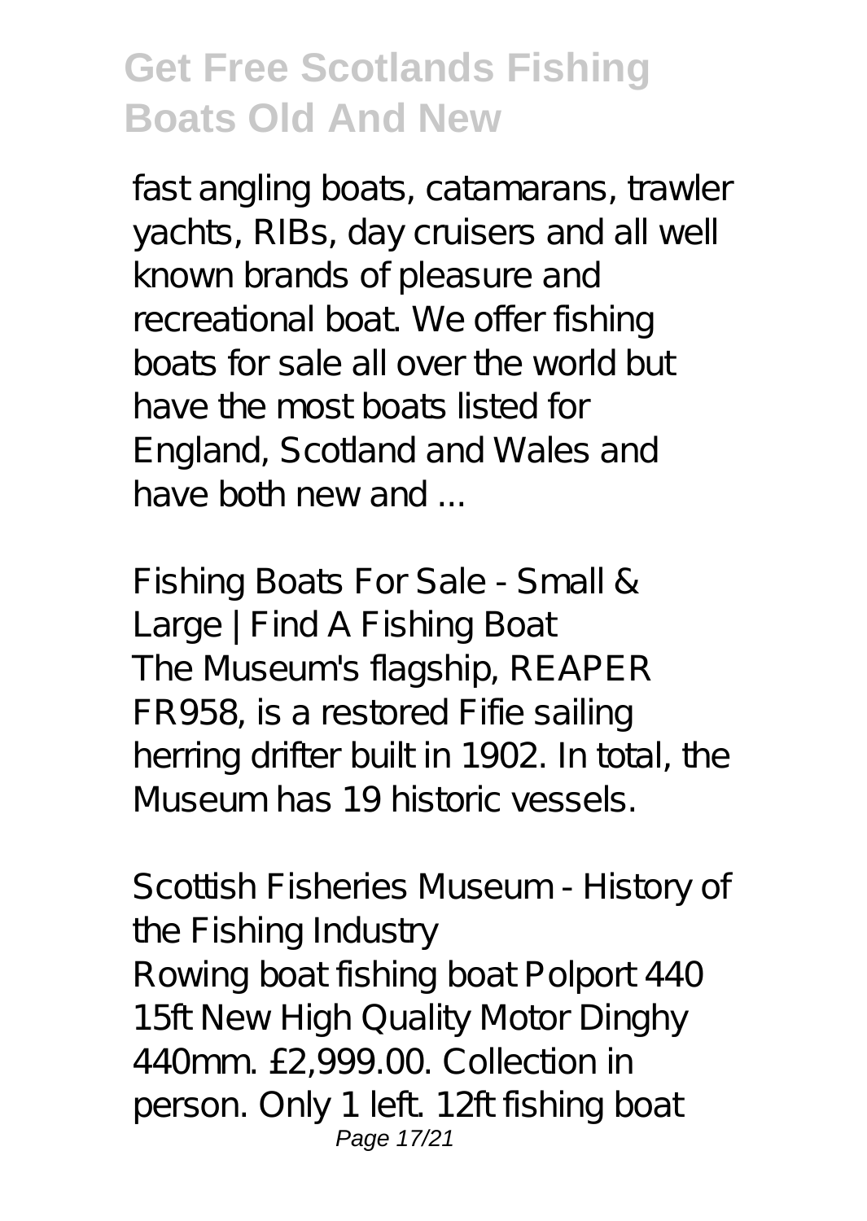fast angling boats, catamarans, trawler yachts, RIBs, day cruisers and all well known brands of pleasure and recreational boat. We offer fishing boats for sale all over the world but have the most boats listed for England, Scotland and Wales and have both new and ...

*Fishing Boats For Sale - Small & Large | Find A Fishing Boat*

The Museum's flagship, REAPER FR958, is a restored Fifie sailing herring drifter built in 1902. In total, the Museum has 19 historic vessels.

*Scottish Fisheries Museum - History of the Fishing Industry*

Rowing boat fishing boat Polport 440 15ft New High Quality Motor Dinghy 440mm. £2,999.00. Collection in person. Only 1 left. 12ft fishing boat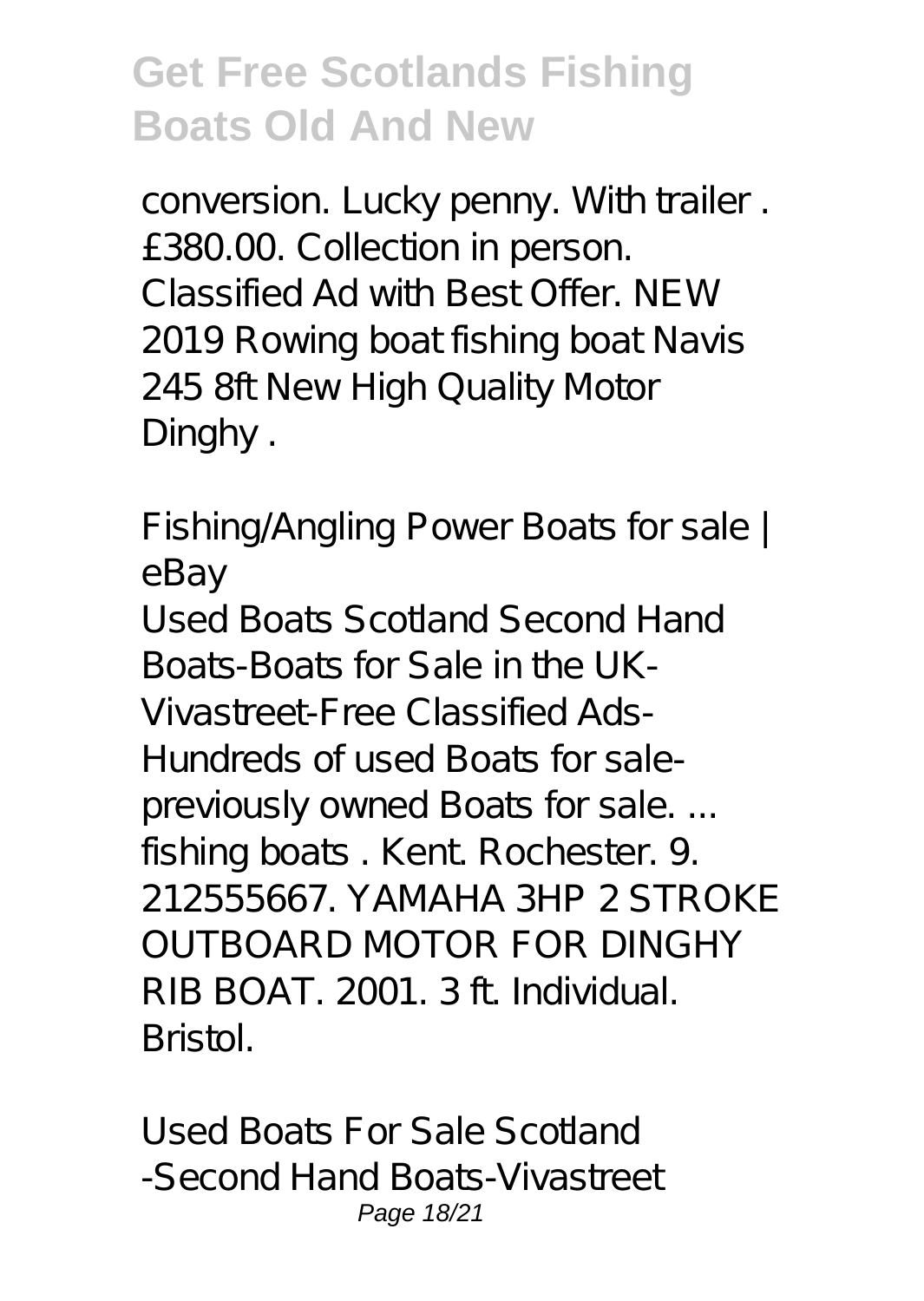conversion. Lucky penny. With trailer . £380.00. Collection in person. Classified Ad with Best Offer. NEW 2019 Rowing boat fishing boat Navis 245 8ft New High Quality Motor Dinghy .

*Fishing/Angling Power Boats for sale | eBay*

Used Boats Scotland Second Hand Boats-Boats for Sale in the UK-Vivastreet-Free Classified Ads-Hundreds of used Boats for sale-previously owned Boats for sale. ... fishing boats . Kent. Rochester. 9. 212555667. YAMAHA 3HP 2 STROKE OUTBOARD MOTOR FOR DINGHY RIB BOAT. 2001. 3 ft. Individual. Bristol.

*Used Boats For Sale Scotland -Second Hand Boats-Vivastreet*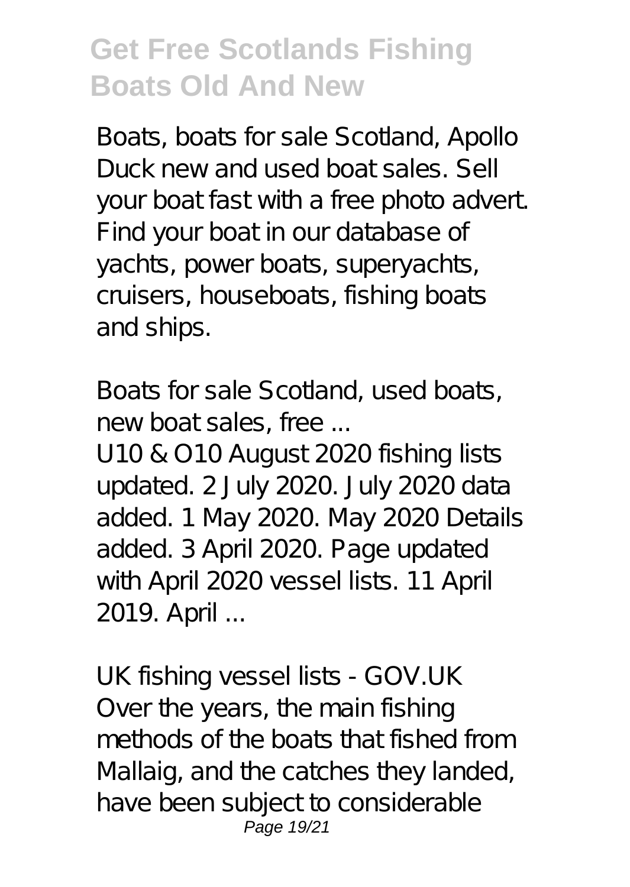Boats, boats for sale Scotland, Apollo Duck new and used boat sales. Sell your boat fast with a free photo advert. Find your boat in our database of yachts, power boats, superyachts, cruisers, houseboats, fishing boats and ships.

*Boats for sale Scotland, used boats, new boat sales, free ...*

U10 & O10 August 2020 fishing lists updated. 2 July 2020. July 2020 data added. 1 May 2020. May 2020 Details added. 3 April 2020. Page updated with April 2020 vessel lists. 11 April 2019. April ...

*UK fishing vessel lists - GOV.UK*

Over the years, the main fishing methods of the boats that fished from Mallaig, and the catches they landed, have been subject to considerable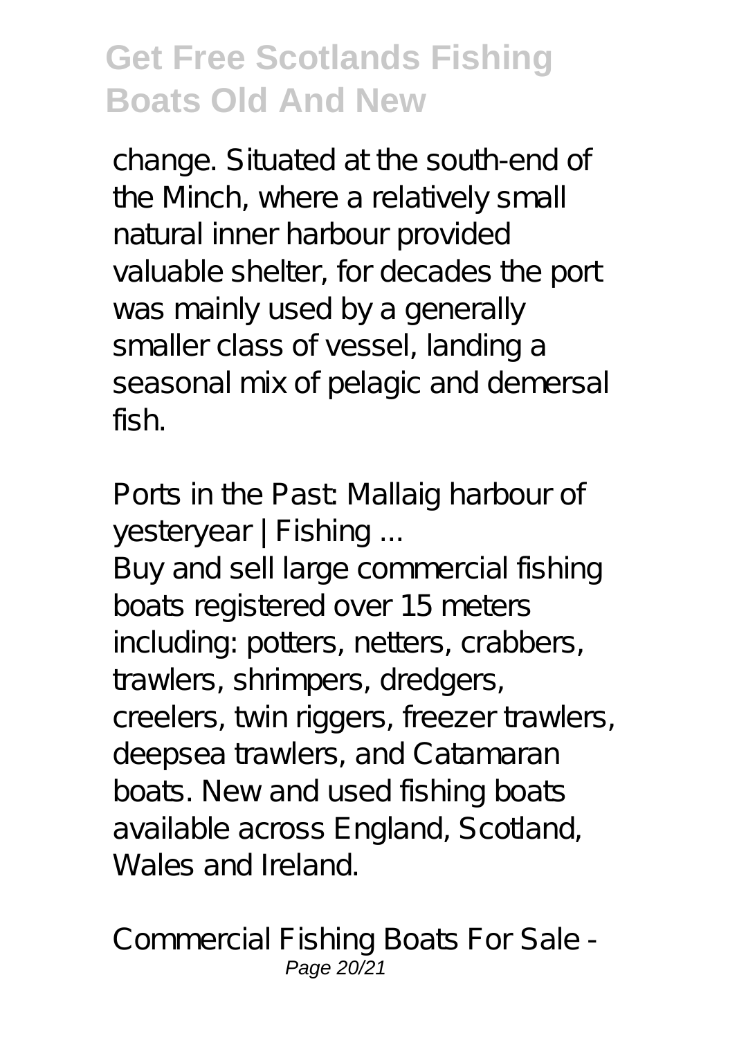change. Situated at the south-end of the Minch, where a relatively small natural inner harbour provided valuable shelter, for decades the port was mainly used by a generally smaller class of vessel, landing a seasonal mix of pelagic and demersal fish.

*Ports in the Past: Mallaig harbour of yesteryear | Fishing ...*

Buy and sell large commercial fishing boats registered over 15 meters including: potters, netters, crabbers, trawlers, shrimpers, dredgers, creelers, twin riggers, freezer trawlers, deepsea trawlers, and Catamaran boats. New and used fishing boats available across England, Scotland, Wales and Ireland.

*Commercial Fishing Boats For Sale -*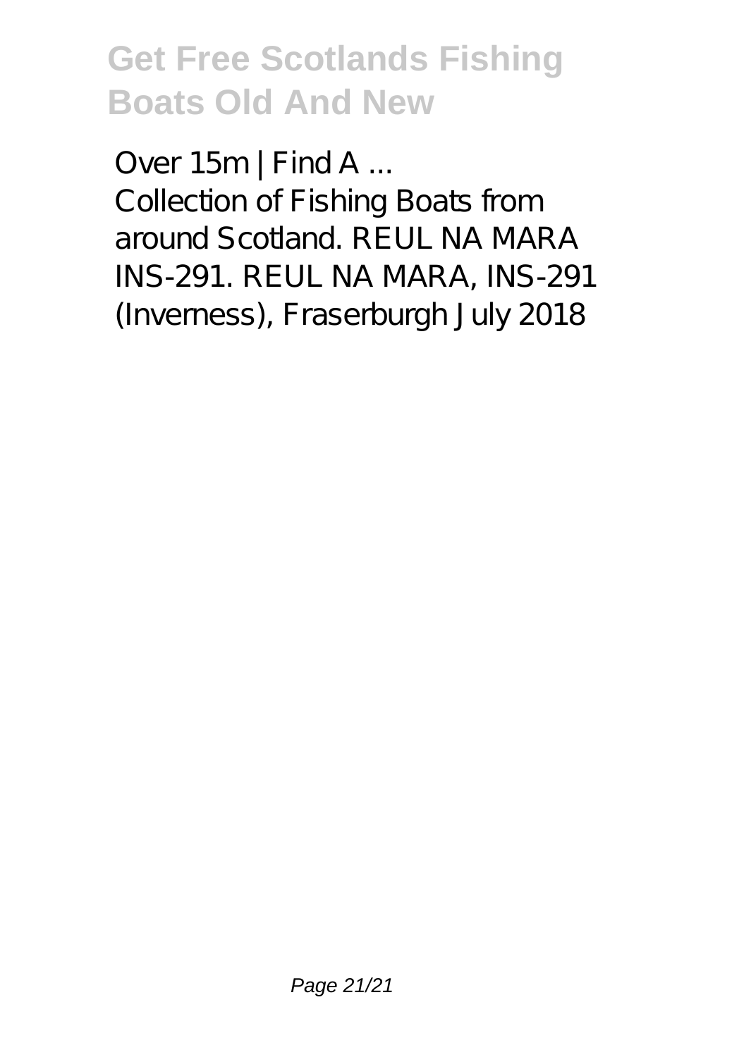Over 15m | Find A ...

Collection of Fishing Boats from around Scotland. REUL NA MARA INS-291. REUL NA MARA, INS-291 (Inverness), Fraserburgh July 2018